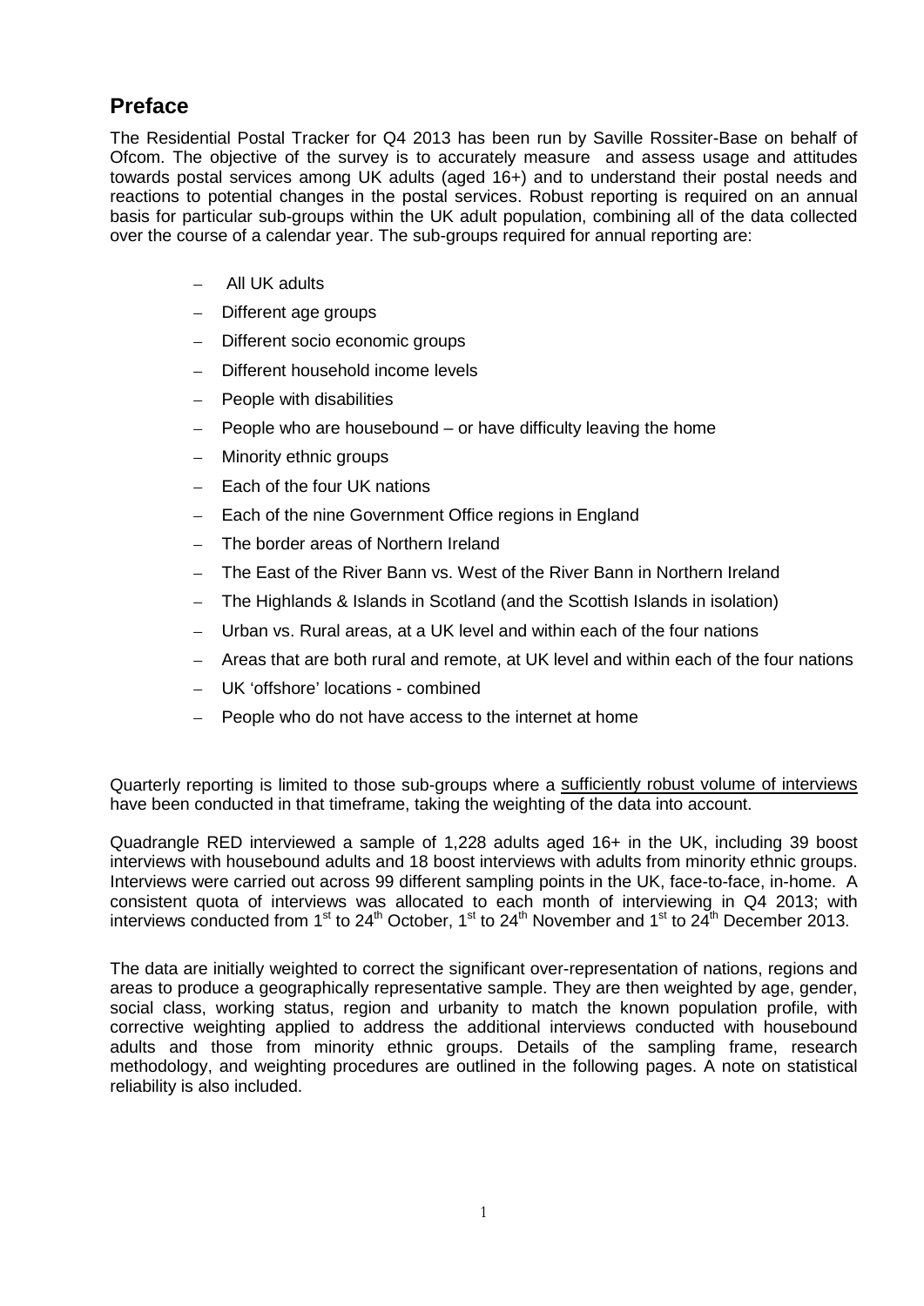## Preface

The Residential Postal Tracker for Q4 2013 has been run by Saville Rossiter-Base on behalf of Ofcom. The objective of the survey is to accurately measure and assess usage and attitudes towards postal services among UK adults (aged 16+) and to understand their postal needs and reactions to potential changes in the postal services. Robust reporting is required on an annual basis for particular sub-groups within the UK adult population, combining all of the data collected over the course of a calendar year. The sub-groups required for annual reporting are:

- All UK adults
- Different age groups
- Different socio economic groups
- Different household income levels
- People with disabilities
- People who are housebound – or have difficulty leaving the home
- Minority ethnic groups
- Each of the four UK nations
- Each of the nine Government Office regions in England
- The border areas of Northern Ireland
- The East of the River Bann vs. West of the River Bann in Northern Ireland
- The Highlands & Islands in Scotland (and the Scottish Islands in isolation)
- Urban vs. Rural areas, at a UK level and within each of the four nations
- Areas that are both rural and remote, at UK level and within each of the four nations
- UK 'offshore' locations - combined
- People who do not have access to the internet at home

Quarterly reporting is limited to those sub-groups where a sufficiently robust volume of interviews have been conducted in that timeframe, taking the weighting of the data into account.

Quadrangle RED interviewed a sample of 1,228 adults aged 16+ in the UK, including 39 boost interviews with housebound adults and 18 boost interviews with adults from minority ethnic groups. Interviews were carried out across 99 different sampling points in the UK, face-to-face, in-home. A consistent quota of interviews was allocated to each month of interviewing in Q4 2013; with interviews conducted from 1st to 24th October, 1st to 24th November and 1st to 24th December 2013.

The data are initially weighted to correct the significant over-representation of nations, regions and areas to produce a geographically representative sample. They are then weighted by age, gender, social class, working status, region and urbanity to match the known population profile, with corrective weighting applied to address the additional interviews conducted with housebound adults and those from minority ethnic groups. Details of the sampling frame, research methodology, and weighting procedures are outlined in the following pages. A note on statistical reliability is also included.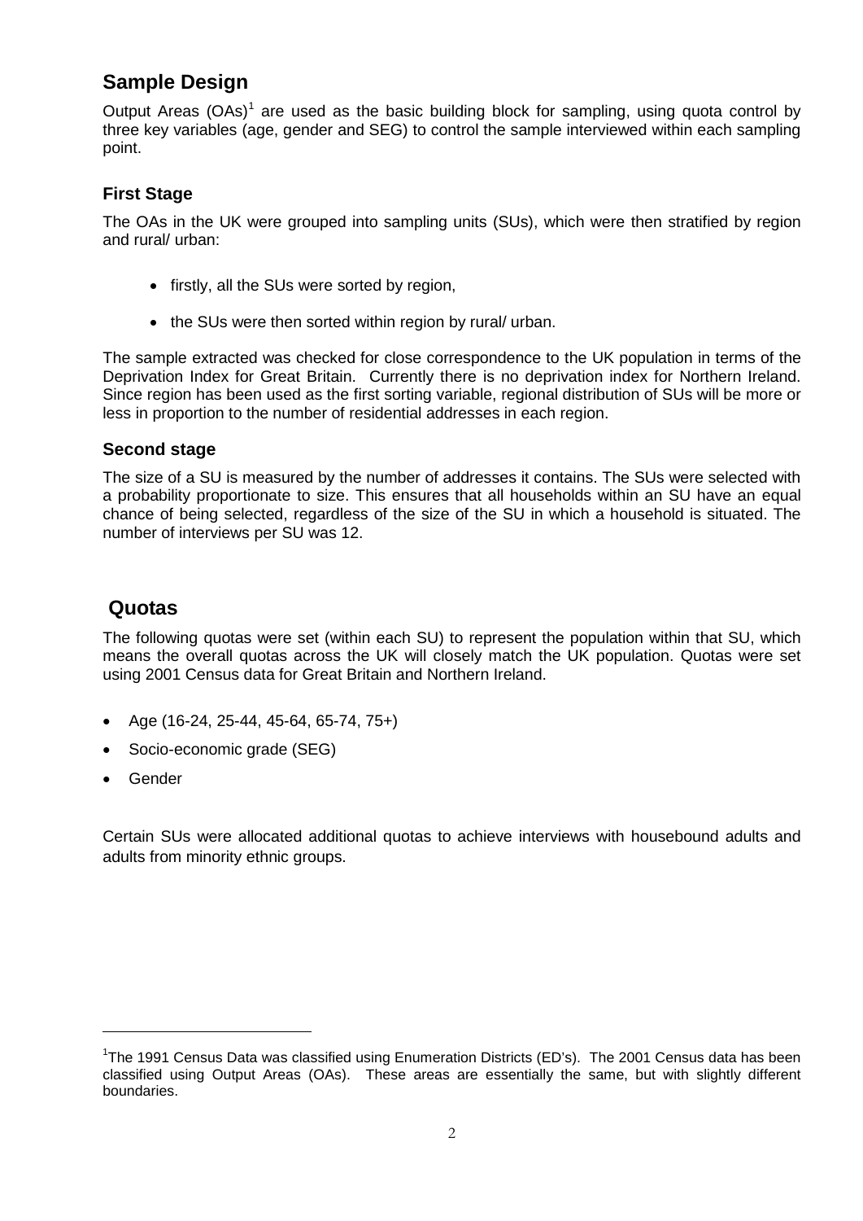## Sample Design

Output Areas (OAs)[1] are used as the basic building block for sampling, using quota control by three key variables (age, gender and SEG) to control the sample interviewed within each sampling point.

### First Stage

The OAs in the UK were grouped into sampling units (SUs), which were then stratified by region and rural/ urban:

- firstly, all the SUs were sorted by region,
- the SUs were then sorted within region by rural/ urban.

The sample extracted was checked for close correspondence to the UK population in terms of the Deprivation Index for Great Britain. Currently there is no deprivation index for Northern Ireland. Since region has been used as the first sorting variable, regional distribution of SUs will be more or less in proportion to the number of residential addresses in each region.

### Second stage

The size of a SU is measured by the number of addresses it contains. The SUs were selected with a probability proportionate to size. This ensures that all households within an SU have an equal chance of being selected, regardless of the size of the SU in which a household is situated. The number of interviews per SU was 12.

## Quotas

The following quotas were set (within each SU) to represent the population within that SU, which means the overall quotas across the UK will closely match the UK population. Quotas were set using 2001 Census data for Great Britain and Northern Ireland.

- Age (16-24, 25-44, 45-64, 65-74, 75+)
- Socio-economic grade (SEG)
- Gender

Certain SUs were allocated additional quotas to achieve interviews with housebound adults and adults from minority ethnic groups.

---

[1]The 1991 Census Data was classified using Enumeration Districts (ED's). The 2001 Census data has been classified using Output Areas (OAs). These areas are essentially the same, but with slightly different boundaries.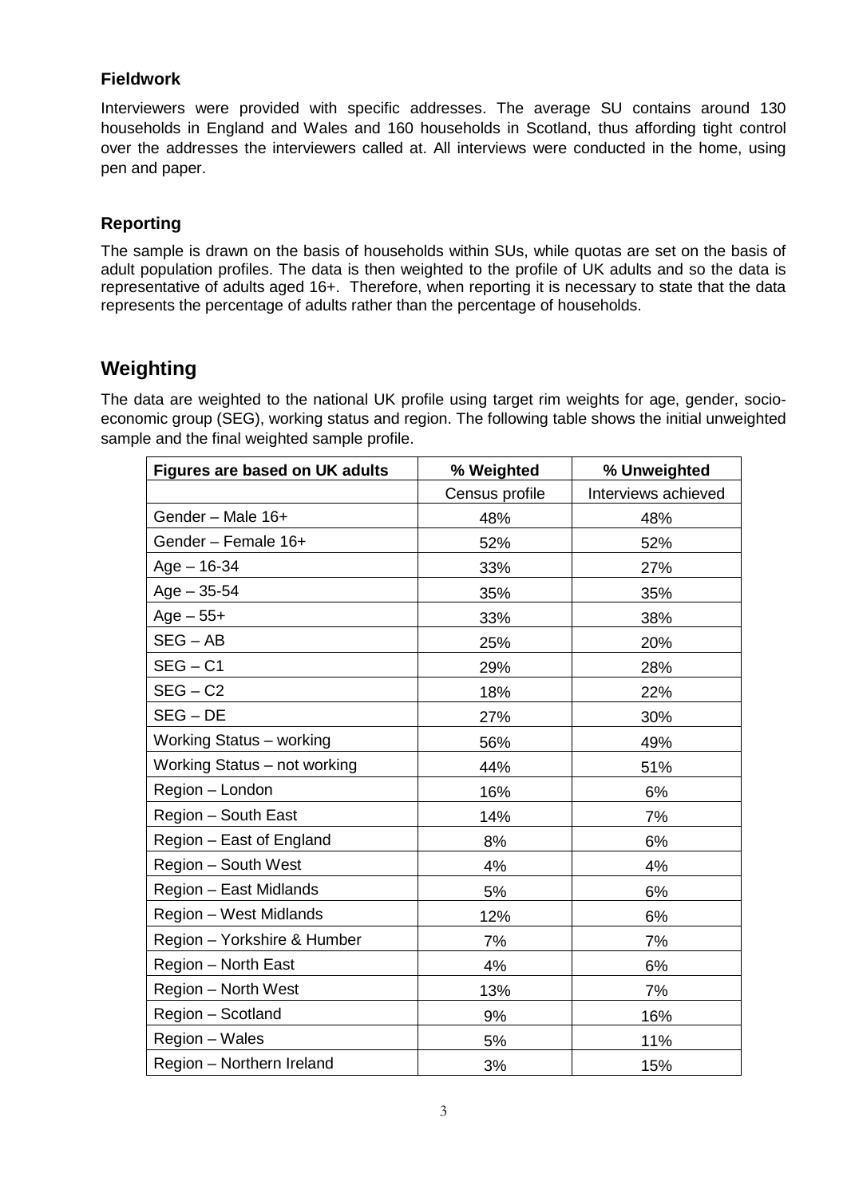### Fieldwork

Interviewers were provided with specific addresses. The average SU contains around 130 households in England and Wales and 160 households in Scotland, thus affording tight control over the addresses the interviewers called at. All interviews were conducted in the home, using pen and paper.

### Reporting

The sample is drawn on the basis of households within SUs, while quotas are set on the basis of adult population profiles. The data is then weighted to the profile of UK adults and so the data is representative of adults aged 16+. Therefore, when reporting it is necessary to state that the data represents the percentage of adults rather than the percentage of households.

## Weighting

The data are weighted to the national UK profile using target rim weights for age, gender, socio-economic group (SEG), working status and region. The following table shows the initial unweighted sample and the final weighted sample profile.

| Figures are based on UK adults | % Weighted | % Unweighted |
|---|---|---|
| | Census profile | Interviews achieved |
| Gender – Male 16+ | 48% | 48% |
| Gender – Female 16+ | 52% | 52% |
| Age – 16-34 | 33% | 27% |
| Age – 35-54 | 35% | 35% |
| Age – 55+ | 33% | 38% |
| SEG – AB | 25% | 20% |
| SEG – C1 | 29% | 28% |
| SEG – C2 | 18% | 22% |
| SEG – DE | 27% | 30% |
| Working Status – working | 56% | 49% |
| Working Status – not working | 44% | 51% |
| Region – London | 16% | 6% |
| Region – South East | 14% | 7% |
| Region – East of England | 8% | 6% |
| Region – South West | 4% | 4% |
| Region – East Midlands | 5% | 6% |
| Region – West Midlands | 12% | 6% |
| Region – Yorkshire & Humber | 7% | 7% |
| Region – North East | 4% | 6% |
| Region – North West | 13% | 7% |
| Region – Scotland | 9% | 16% |
| Region – Wales | 5% | 11% |
| Region – Northern Ireland | 3% | 15% |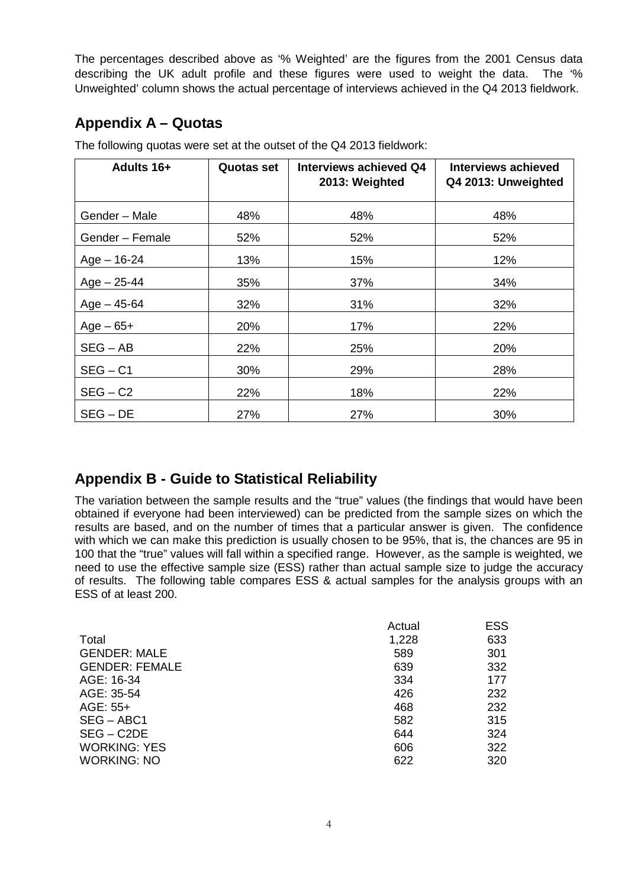The percentages described above as '% Weighted' are the figures from the 2001 Census data describing the UK adult profile and these figures were used to weight the data. The '% Unweighted' column shows the actual percentage of interviews achieved in the Q4 2013 fieldwork.

## Appendix A – Quotas

The following quotas were set at the outset of the Q4 2013 fieldwork:

| Adults 16+ | Quotas set | Interviews achieved Q4 2013: Weighted | Interviews achieved Q4 2013: Unweighted |
|---|---|---|---|
| Gender – Male | 48% | 48% | 48% |
| Gender – Female | 52% | 52% | 52% |
| Age – 16-24 | 13% | 15% | 12% |
| Age – 25-44 | 35% | 37% | 34% |
| Age – 45-64 | 32% | 31% | 32% |
| Age – 65+ | 20% | 17% | 22% |
| SEG – AB | 22% | 25% | 20% |
| SEG – C1 | 30% | 29% | 28% |
| SEG – C2 | 22% | 18% | 22% |
| SEG – DE | 27% | 27% | 30% |

## Appendix B - Guide to Statistical Reliability

The variation between the sample results and the "true" values (the findings that would have been obtained if everyone had been interviewed) can be predicted from the sample sizes on which the results are based, and on the number of times that a particular answer is given. The confidence with which we can make this prediction is usually chosen to be 95%, that is, the chances are 95 in 100 that the "true" values will fall within a specified range. However, as the sample is weighted, we need to use the effective sample size (ESS) rather than actual sample size to judge the accuracy of results. The following table compares ESS & actual samples for the analysis groups with an ESS of at least 200.

| | Actual | ESS |
|---|---|---|
| Total | 1,228 | 633 |
| GENDER: MALE | 589 | 301 |
| GENDER: FEMALE | 639 | 332 |
| AGE: 16-34 | 334 | 177 |
| AGE: 35-54 | 426 | 232 |
| AGE: 55+ | 468 | 232 |
| SEG – ABC1 | 582 | 315 |
| SEG – C2DE | 644 | 324 |
| WORKING: YES | 606 | 322 |
| WORKING: NO | 622 | 320 |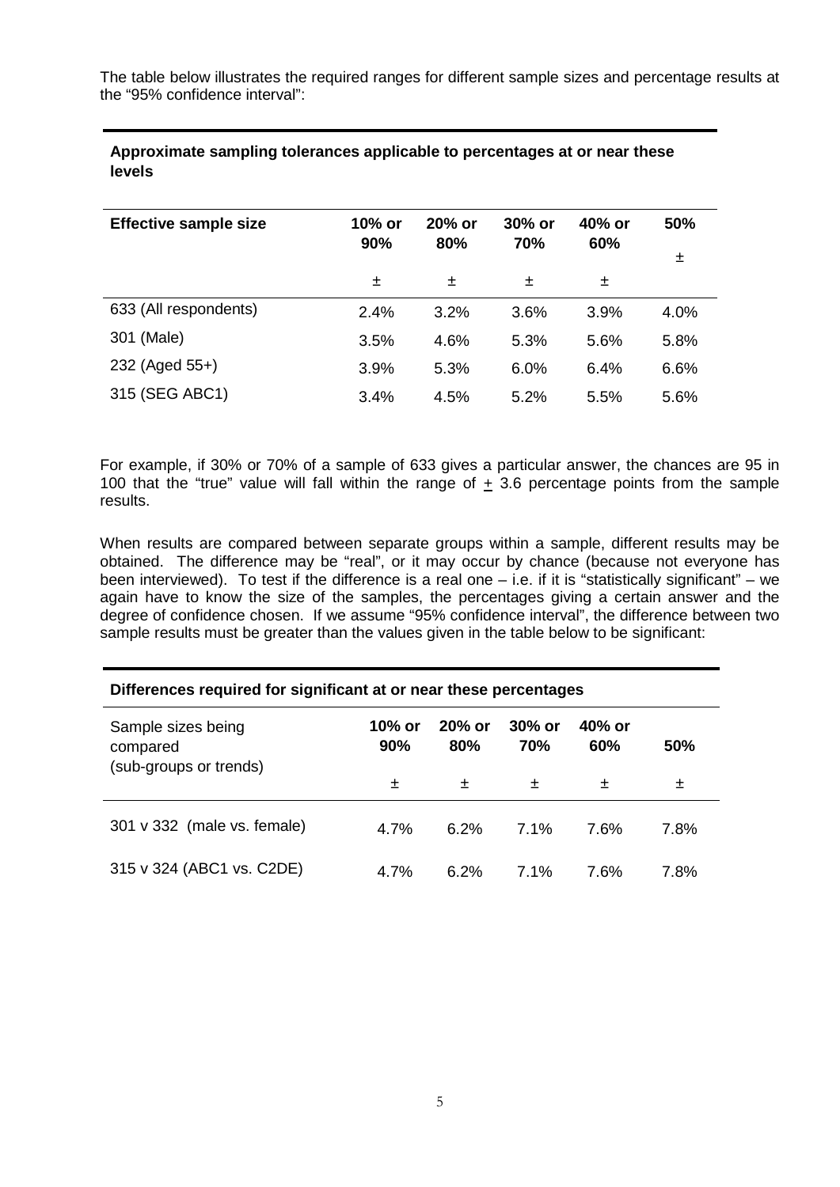The table below illustrates the required ranges for different sample sizes and percentage results at the "95% confidence interval":

**Approximate sampling tolerances applicable to percentages at or near these levels**

| Effective sample size | 10% or 90% ± | 20% or 80% ± | 30% or 70% ± | 40% or 60% ± | 50% ± |
|---|---|---|---|---|---|
| 633 (All respondents) | 2.4% | 3.2% | 3.6% | 3.9% | 4.0% |
| 301 (Male) | 3.5% | 4.6% | 5.3% | 5.6% | 5.8% |
| 232 (Aged 55+) | 3.9% | 5.3% | 6.0% | 6.4% | 6.6% |
| 315 (SEG ABC1) | 3.4% | 4.5% | 5.2% | 5.5% | 5.6% |

For example, if 30% or 70% of a sample of 633 gives a particular answer, the chances are 95 in 100 that the "true" value will fall within the range of ± 3.6 percentage points from the sample results.

When results are compared between separate groups within a sample, different results may be obtained. The difference may be "real", or it may occur by chance (because not everyone has been interviewed). To test if the difference is a real one – i.e. if it is "statistically significant" – we again have to know the size of the samples, the percentages giving a certain answer and the degree of confidence chosen. If we assume "95% confidence interval", the difference between two sample results must be greater than the values given in the table below to be significant:

**Differences required for significant at or near these percentages**

| Sample sizes being compared (sub-groups or trends) | 10% or 90% ± | 20% or 80% ± | 30% or 70% ± | 40% or 60% ± | 50% ± |
|---|---|---|---|---|---|
| 301 v 332 (male vs. female) | 4.7% | 6.2% | 7.1% | 7.6% | 7.8% |
| 315 v 324 (ABC1 vs. C2DE) | 4.7% | 6.2% | 7.1% | 7.6% | 7.8% |